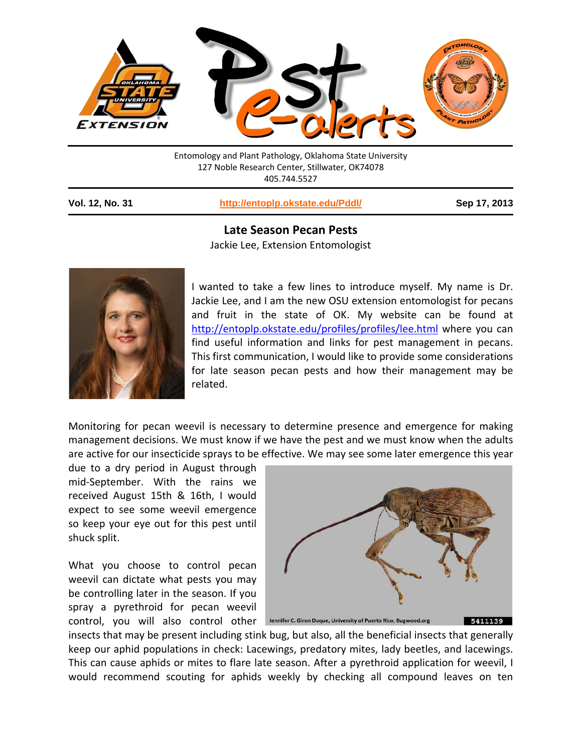Entomology and Plant Pathology, Oklahoma State University
127 Noble Research Center, Stillwater, OK74078
405.744.5527

**Vol. 12, No. 31** | **http://entoplp.okstate.edu/Pddl/** | **Sep 17, 2013**

## Late Season Pecan Pests

Jackie Lee, Extension Entomologist

I wanted to take a few lines to introduce myself. My name is Dr. Jackie Lee, and I am the new OSU extension entomologist for pecans and fruit in the state of OK. My website can be found at http://entoplp.okstate.edu/profiles/profiles/lee.html where you can find useful information and links for pest management in pecans. This first communication, I would like to provide some considerations for late season pecan pests and how their management may be related.

Monitoring for pecan weevil is necessary to determine presence and emergence for making management decisions. We must know if we have the pest and we must know when the adults are active for our insecticide sprays to be effective. We may see some later emergence this year due to a dry period in August through mid-September. With the rains we received August 15th & 16th, I would expect to see some weevil emergence so keep your eye out for this pest until shuck split.

Jennifer C. Giron Duque, University of Puerto Rico, Bugwood.org 5411139

What you choose to control pecan weevil can dictate what pests you may be controlling later in the season. If you spray a pyrethroid for pecan weevil control, you will also control other insects that may be present including stink bug, but also, all the beneficial insects that generally keep our aphid populations in check: Lacewings, predatory mites, lady beetles, and lacewings. This can cause aphids or mites to flare late season. After a pyrethroid application for weevil, I would recommend scouting for aphids weekly by checking all compound leaves on ten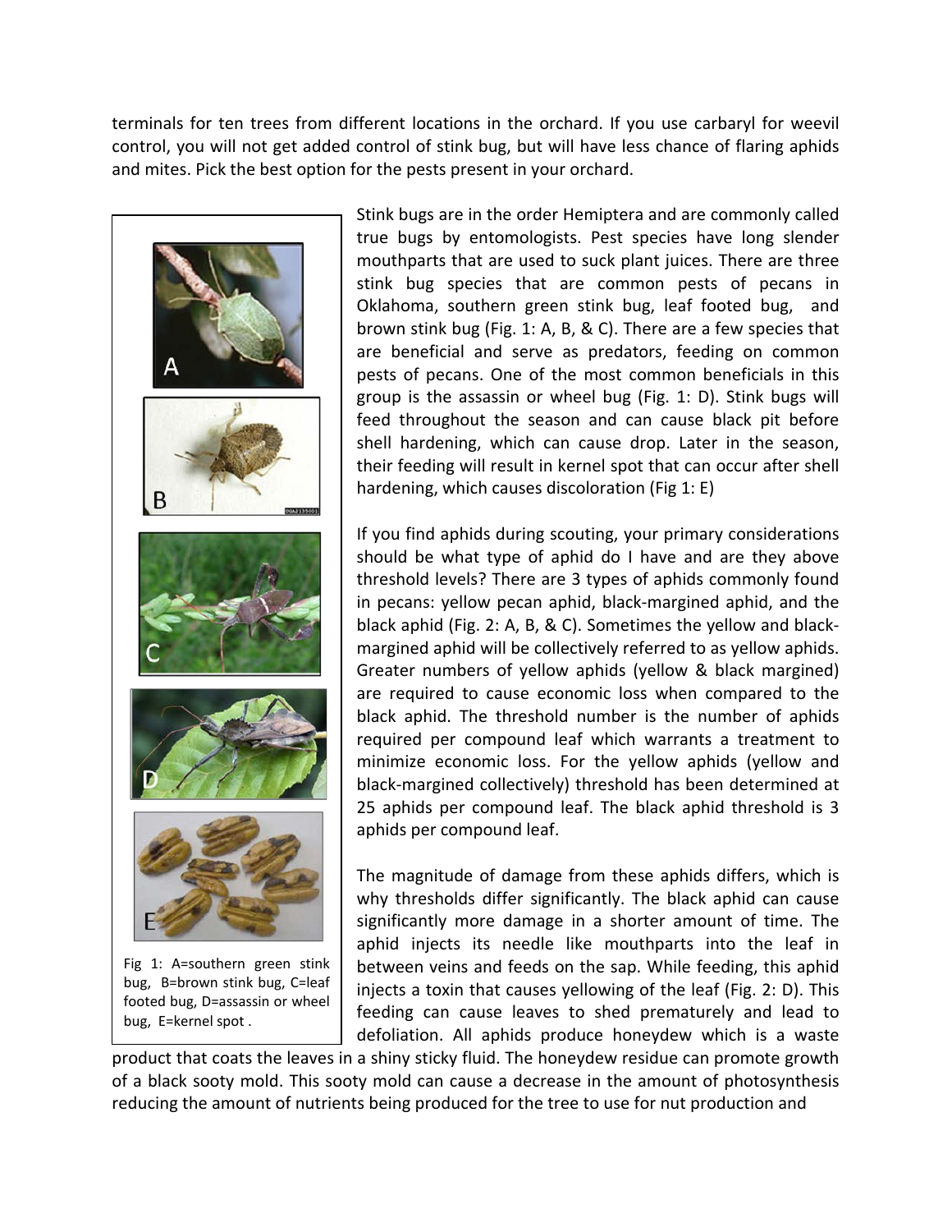terminals for ten trees from different locations in the orchard. If you use carbaryl for weevil control, you will not get added control of stink bug, but will have less chance of flaring aphids and mites. Pick the best option for the pests present in your orchard.

Stink bugs are in the order Hemiptera and are commonly called true bugs by entomologists. Pest species have long slender mouthparts that are used to suck plant juices. There are three stink bug species that are common pests of pecans in Oklahoma, southern green stink bug, leaf footed bug, and brown stink bug (Fig. 1: A, B, & C). There are a few species that are beneficial and serve as predators, feeding on common pests of pecans. One of the most common beneficials in this group is the assassin or wheel bug (Fig. 1: D). Stink bugs will feed throughout the season and can cause black pit before shell hardening, which can cause drop. Later in the season, their feeding will result in kernel spot that can occur after shell hardening, which causes discoloration (Fig 1: E)

Fig 1: A=southern green stink bug, B=brown stink bug, C=leaf footed bug, D=assassin or wheel bug, E=kernel spot .

If you find aphids during scouting, your primary considerations should be what type of aphid do I have and are they above threshold levels? There are 3 types of aphids commonly found in pecans: yellow pecan aphid, black-margined aphid, and the black aphid (Fig. 2: A, B, & C). Sometimes the yellow and black-margined aphid will be collectively referred to as yellow aphids. Greater numbers of yellow aphids (yellow & black margined) are required to cause economic loss when compared to the black aphid. The threshold number is the number of aphids required per compound leaf which warrants a treatment to minimize economic loss. For the yellow aphids (yellow and black-margined collectively) threshold has been determined at 25 aphids per compound leaf. The black aphid threshold is 3 aphids per compound leaf.

The magnitude of damage from these aphids differs, which is why thresholds differ significantly. The black aphid can cause significantly more damage in a shorter amount of time. The aphid injects its needle like mouthparts into the leaf in between veins and feeds on the sap. While feeding, this aphid injects a toxin that causes yellowing of the leaf (Fig. 2: D). This feeding can cause leaves to shed prematurely and lead to defoliation. All aphids produce honeydew which is a waste product that coats the leaves in a shiny sticky fluid. The honeydew residue can promote growth of a black sooty mold. This sooty mold can cause a decrease in the amount of photosynthesis reducing the amount of nutrients being produced for the tree to use for nut production and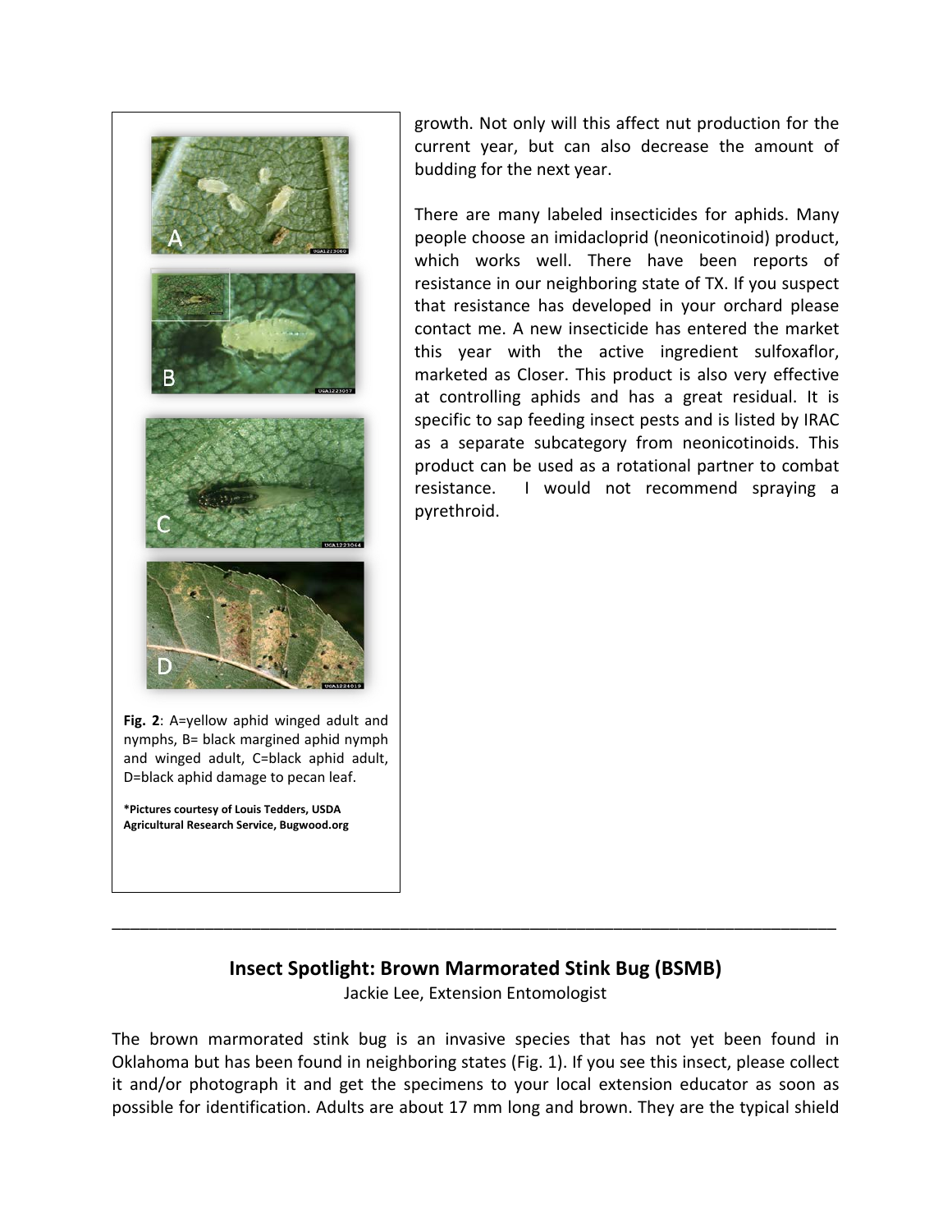growth. Not only will this affect nut production for the current year, but can also decrease the amount of budding for the next year.

There are many labeled insecticides for aphids. Many people choose an imidacloprid (neonicotinoid) product, which works well. There have been reports of resistance in our neighboring state of TX. If you suspect that resistance has developed in your orchard please contact me. A new insecticide has entered the market this year with the active ingredient sulfoxaflor, marketed as Closer. This product is also very effective at controlling aphids and has a great residual. It is specific to sap feeding insect pests and is listed by IRAC as a separate subcategory from neonicotinoids. This product can be used as a rotational partner to combat resistance. I would not recommend spraying a pyrethroid.

**Fig. 2**: A=yellow aphid winged adult and nymphs, B= black margined aphid nymph and winged adult, C=black aphid adult, D=black aphid damage to pecan leaf.

**\*Pictures courtesy of Louis Tedders, USDA Agricultural Research Service, Bugwood.org**

---

## Insect Spotlight: Brown Marmorated Stink Bug (BSMB)

Jackie Lee, Extension Entomologist

The brown marmorated stink bug is an invasive species that has not yet been found in Oklahoma but has been found in neighboring states (Fig. 1). If you see this insect, please collect it and/or photograph it and get the specimens to your local extension educator as soon as possible for identification. Adults are about 17 mm long and brown. They are the typical shield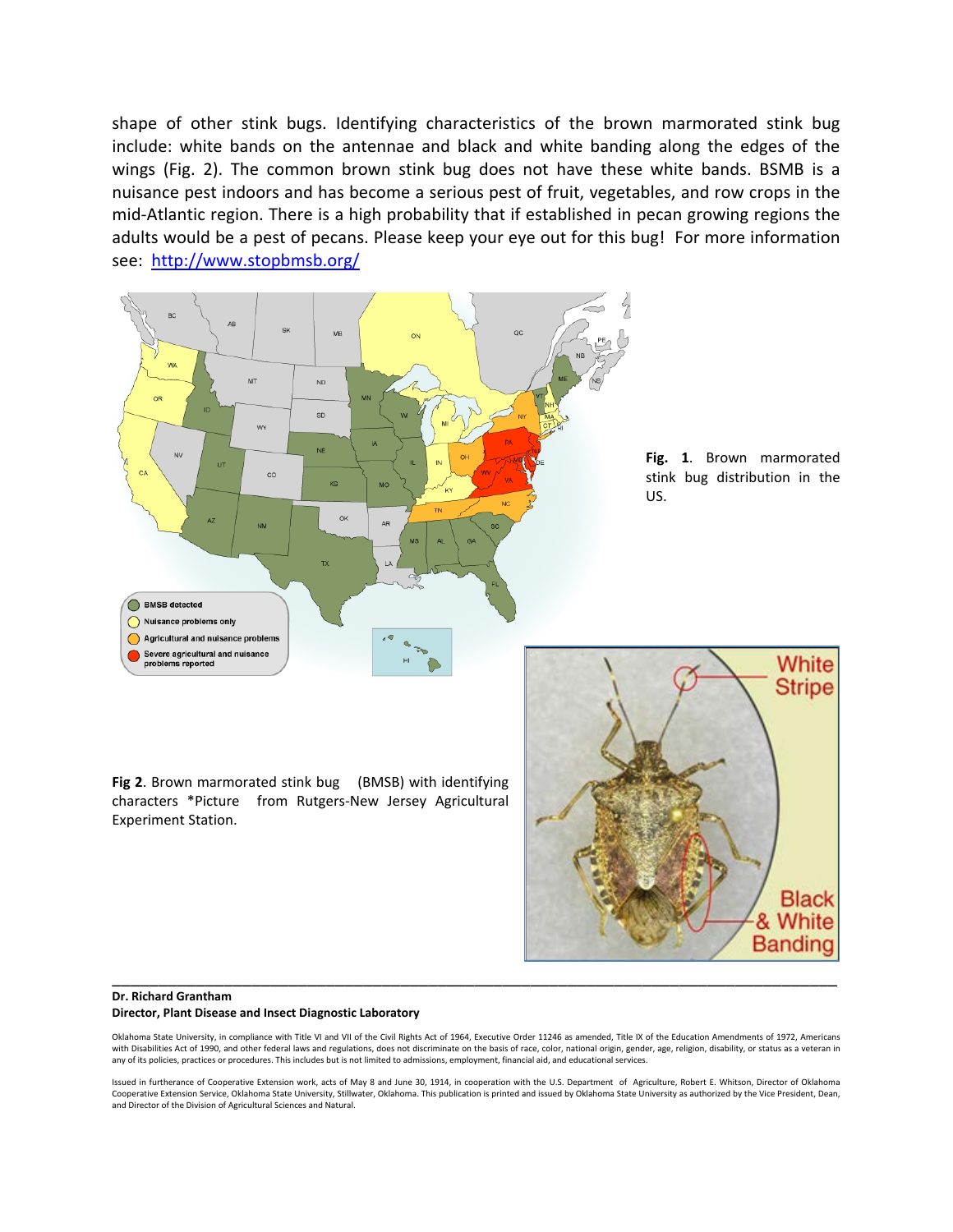shape of other stink bugs. Identifying characteristics of the brown marmorated stink bug include: white bands on the antennae and black and white banding along the edges of the wings (Fig. 2). The common brown stink bug does not have these white bands. BSMB is a nuisance pest indoors and has become a serious pest of fruit, vegetables, and row crops in the mid-Atlantic region. There is a high probability that if established in pecan growing regions the adults would be a pest of pecans. Please keep your eye out for this bug! For more information see: [http://www.stopbmsb.org/](http://www.stopbmsb.org/)

BMSB detected
Nuisance problems only
Agricultural and nuisance problems
Severe agricultural and nuisance problems reported

**Fig. 1**. Brown marmorated stink bug distribution in the US.

White Stripe
Black & White Banding

**Fig 2**. Brown marmorated stink bug (BMSB) with identifying characters *Picture from Rutgers-New Jersey Agricultural Experiment Station.

---

**Dr. Richard Grantham**
**Director, Plant Disease and Insect Diagnostic Laboratory**

Oklahoma State University, in compliance with Title VI and VII of the Civil Rights Act of 1964, Executive Order 11246 as amended, Title IX of the Education Amendments of 1972, Americans with Disabilities Act of 1990, and other federal laws and regulations, does not discriminate on the basis of race, color, national origin, gender, age, religion, disability, or status as a veteran in any of its policies, practices or procedures. This includes but is not limited to admissions, employment, financial aid, and educational services.

Issued in furtherance of Cooperative Extension work, acts of May 8 and June 30, 1914, in cooperation with the U.S. Department of Agriculture, Robert E. Whitson, Director of Oklahoma Cooperative Extension Service, Oklahoma State University, Stillwater, Oklahoma. This publication is printed and issued by Oklahoma State University as authorized by the Vice President, Dean, and Director of the Division of Agricultural Sciences and Natural.